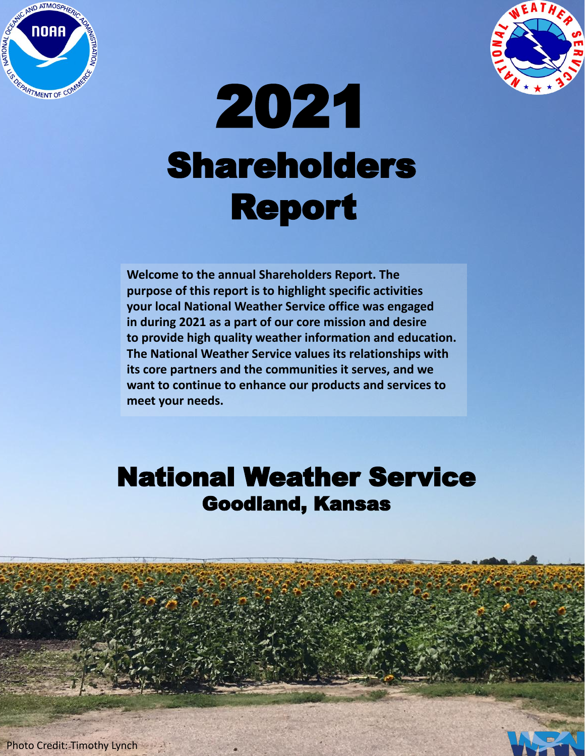# 2021

# Shareholders Report

**Welcome to the annual Shareholders Report. The purpose of this report is to highlight specific activities your local National Weather Service office was engaged in during 2021 as a part of our core mission and desire to provide high quality weather information and education. The National Weather Service values its relationships with its core partners and the communities it serves, and we want to continue to enhance our products and services to meet your needs.**

## National Weather Service

### Goodland, Kansas

Photo Credit: Timothy Lynch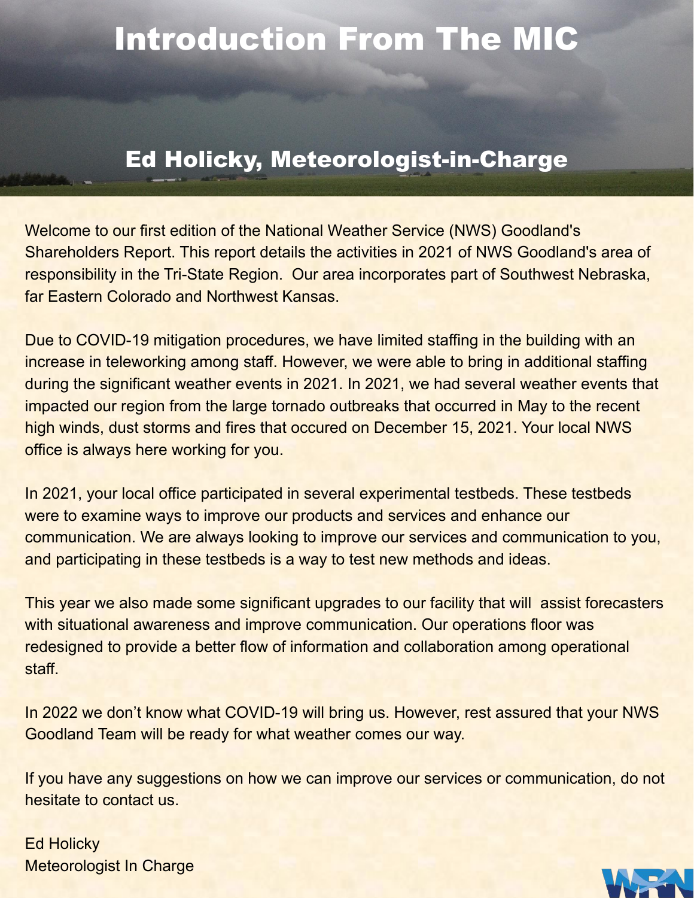# Introduction From The MIC

## Ed Holicky, Meteorologist-in-Charge

Welcome to our first edition of the National Weather Service (NWS) Goodland's Shareholders Report. This report details the activities in 2021 of NWS Goodland's area of responsibility in the Tri-State Region. Our area incorporates part of Southwest Nebraska, far Eastern Colorado and Northwest Kansas.

Due to COVID-19 mitigation procedures, we have limited staffing in the building with an increase in teleworking among staff. However, we were able to bring in additional staffing during the significant weather events in 2021. In 2021, we had several weather events that impacted our region from the large tornado outbreaks that occurred in May to the recent high winds, dust storms and fires that occured on December 15, 2021. Your local NWS office is always here working for you.

In 2021, your local office participated in several experimental testbeds. These testbeds were to examine ways to improve our products and services and enhance our communication. We are always looking to improve our services and communication to you, and participating in these testbeds is a way to test new methods and ideas.

This year we also made some significant upgrades to our facility that will assist forecasters with situational awareness and improve communication. Our operations floor was redesigned to provide a better flow of information and collaboration among operational staff.

In 2022 we don't know what COVID-19 will bring us. However, rest assured that your NWS Goodland Team will be ready for what weather comes our way.

If you have any suggestions on how we can improve our services or communication, do not hesitate to contact us.

Ed Holicky
Meteorologist In Charge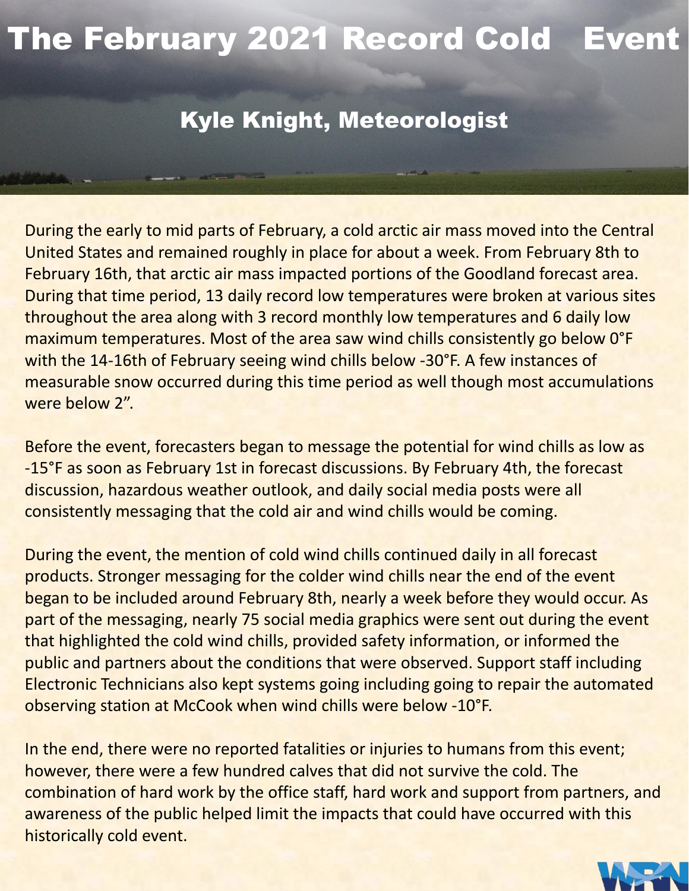# The February 2021 Record Cold Event

## Kyle Knight, Meteorologist

During the early to mid parts of February, a cold arctic air mass moved into the Central United States and remained roughly in place for about a week. From February 8th to February 16th, that arctic air mass impacted portions of the Goodland forecast area. During that time period, 13 daily record low temperatures were broken at various sites throughout the area along with 3 record monthly low temperatures and 6 daily low maximum temperatures. Most of the area saw wind chills consistently go below 0°F with the 14-16th of February seeing wind chills below -30°F. A few instances of measurable snow occurred during this time period as well though most accumulations were below 2”.

Before the event, forecasters began to message the potential for wind chills as low as -15°F as soon as February 1st in forecast discussions. By February 4th, the forecast discussion, hazardous weather outlook, and daily social media posts were all consistently messaging that the cold air and wind chills would be coming.

During the event, the mention of cold wind chills continued daily in all forecast products. Stronger messaging for the colder wind chills near the end of the event began to be included around February 8th, nearly a week before they would occur. As part of the messaging, nearly 75 social media graphics were sent out during the event that highlighted the cold wind chills, provided safety information, or informed the public and partners about the conditions that were observed. Support staff including Electronic Technicians also kept systems going including going to repair the automated observing station at McCook when wind chills were below -10°F.

In the end, there were no reported fatalities or injuries to humans from this event; however, there were a few hundred calves that did not survive the cold. The combination of hard work by the office staff, hard work and support from partners, and awareness of the public helped limit the impacts that could have occurred with this historically cold event.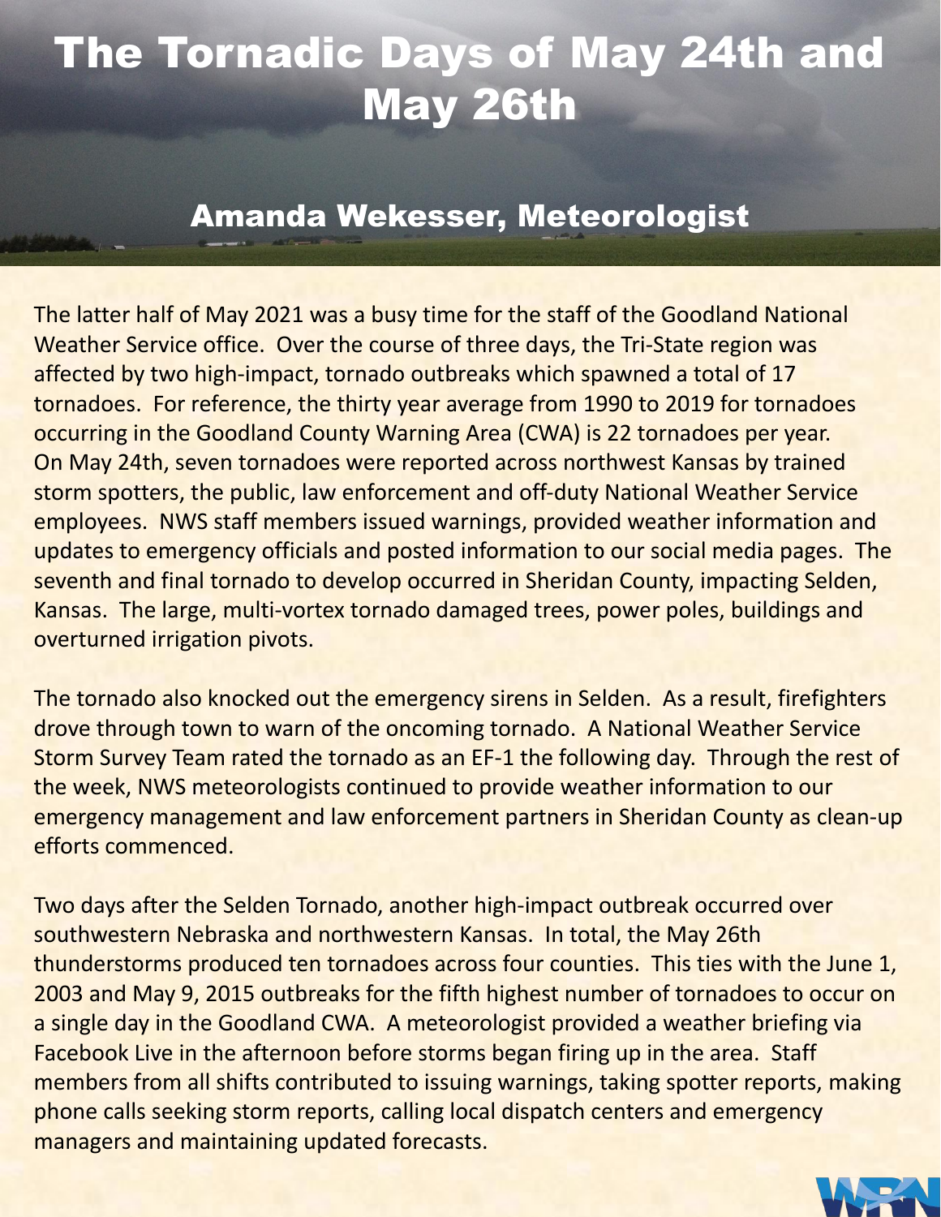# The Tornadic Days of May 24th and May 26th

## Amanda Wekesser, Meteorologist

The latter half of May 2021 was a busy time for the staff of the Goodland National Weather Service office. Over the course of three days, the Tri-State region was affected by two high-impact, tornado outbreaks which spawned a total of 17 tornadoes. For reference, the thirty year average from 1990 to 2019 for tornadoes occurring in the Goodland County Warning Area (CWA) is 22 tornadoes per year. On May 24th, seven tornadoes were reported across northwest Kansas by trained storm spotters, the public, law enforcement and off-duty National Weather Service employees. NWS staff members issued warnings, provided weather information and updates to emergency officials and posted information to our social media pages. The seventh and final tornado to develop occurred in Sheridan County, impacting Selden, Kansas. The large, multi-vortex tornado damaged trees, power poles, buildings and overturned irrigation pivots.

The tornado also knocked out the emergency sirens in Selden. As a result, firefighters drove through town to warn of the oncoming tornado. A National Weather Service Storm Survey Team rated the tornado as an EF-1 the following day. Through the rest of the week, NWS meteorologists continued to provide weather information to our emergency management and law enforcement partners in Sheridan County as clean-up efforts commenced.

Two days after the Selden Tornado, another high-impact outbreak occurred over southwestern Nebraska and northwestern Kansas. In total, the May 26th thunderstorms produced ten tornadoes across four counties. This ties with the June 1, 2003 and May 9, 2015 outbreaks for the fifth highest number of tornadoes to occur on a single day in the Goodland CWA. A meteorologist provided a weather briefing via Facebook Live in the afternoon before storms began firing up in the area. Staff members from all shifts contributed to issuing warnings, taking spotter reports, making phone calls seeking storm reports, calling local dispatch centers and emergency managers and maintaining updated forecasts.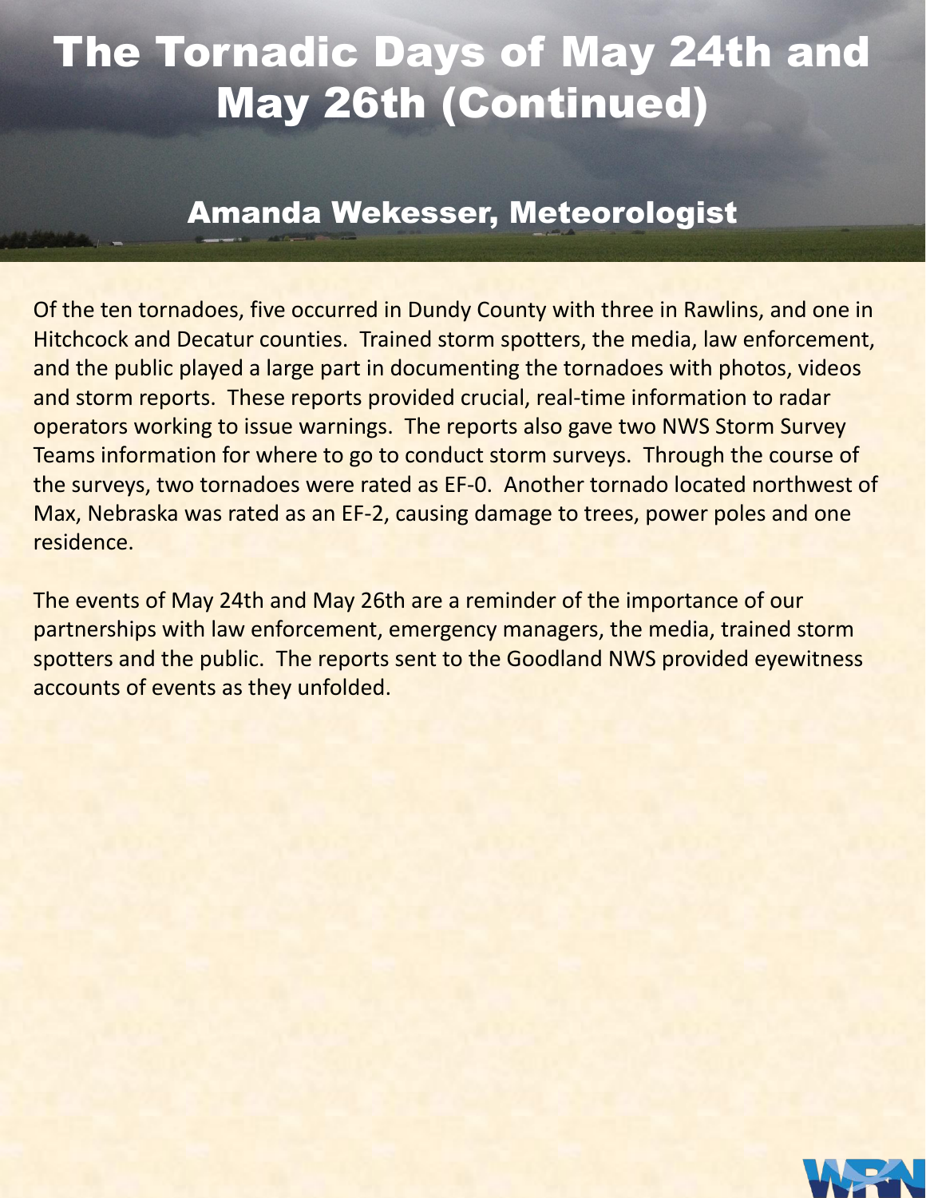# The Tornadic Days of May 24th and May 26th (Continued)

## Amanda Wekesser, Meteorologist

Of the ten tornadoes, five occurred in Dundy County with three in Rawlins, and one in Hitchcock and Decatur counties. Trained storm spotters, the media, law enforcement, and the public played a large part in documenting the tornadoes with photos, videos and storm reports. These reports provided crucial, real-time information to radar operators working to issue warnings. The reports also gave two NWS Storm Survey Teams information for where to go to conduct storm surveys. Through the course of the surveys, two tornadoes were rated as EF-0. Another tornado located northwest of Max, Nebraska was rated as an EF-2, causing damage to trees, power poles and one residence.

The events of May 24th and May 26th are a reminder of the importance of our partnerships with law enforcement, emergency managers, the media, trained storm spotters and the public. The reports sent to the Goodland NWS provided eyewitness accounts of events as they unfolded.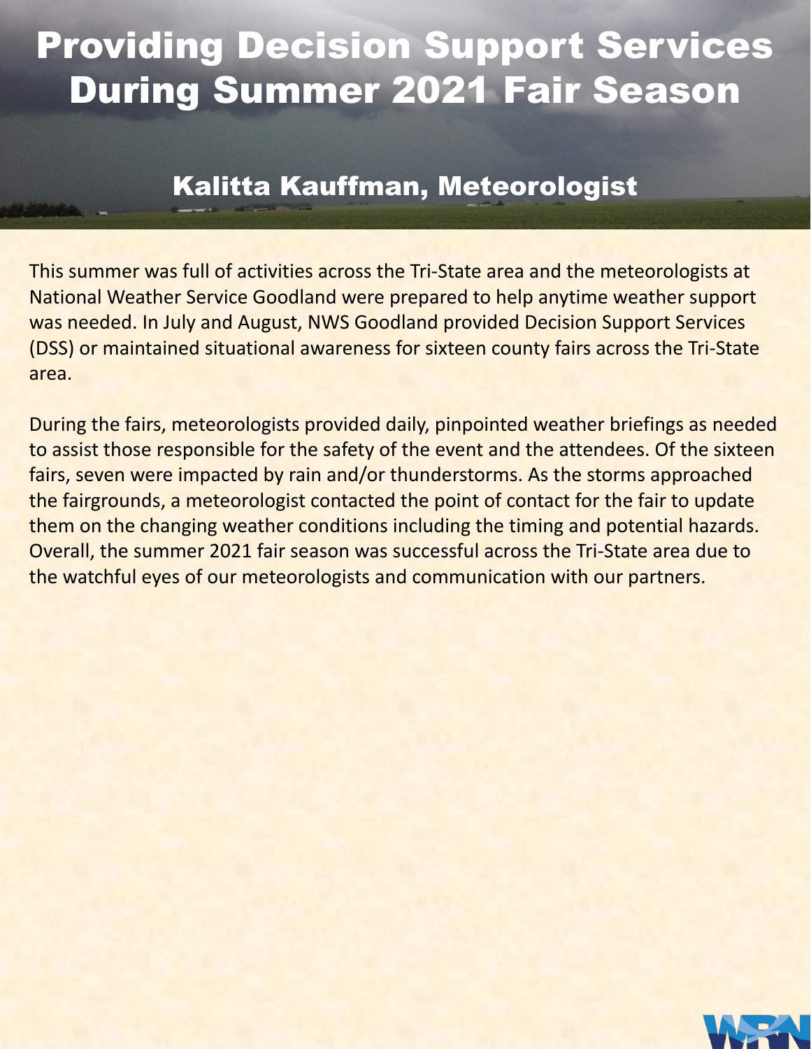# Providing Decision Support Services During Summer 2021 Fair Season

## Kalitta Kauffman, Meteorologist

This summer was full of activities across the Tri-State area and the meteorologists at National Weather Service Goodland were prepared to help anytime weather support was needed. In July and August, NWS Goodland provided Decision Support Services (DSS) or maintained situational awareness for sixteen county fairs across the Tri-State area.

During the fairs, meteorologists provided daily, pinpointed weather briefings as needed to assist those responsible for the safety of the event and the attendees. Of the sixteen fairs, seven were impacted by rain and/or thunderstorms. As the storms approached the fairgrounds, a meteorologist contacted the point of contact for the fair to update them on the changing weather conditions including the timing and potential hazards. Overall, the summer 2021 fair season was successful across the Tri-State area due to the watchful eyes of our meteorologists and communication with our partners.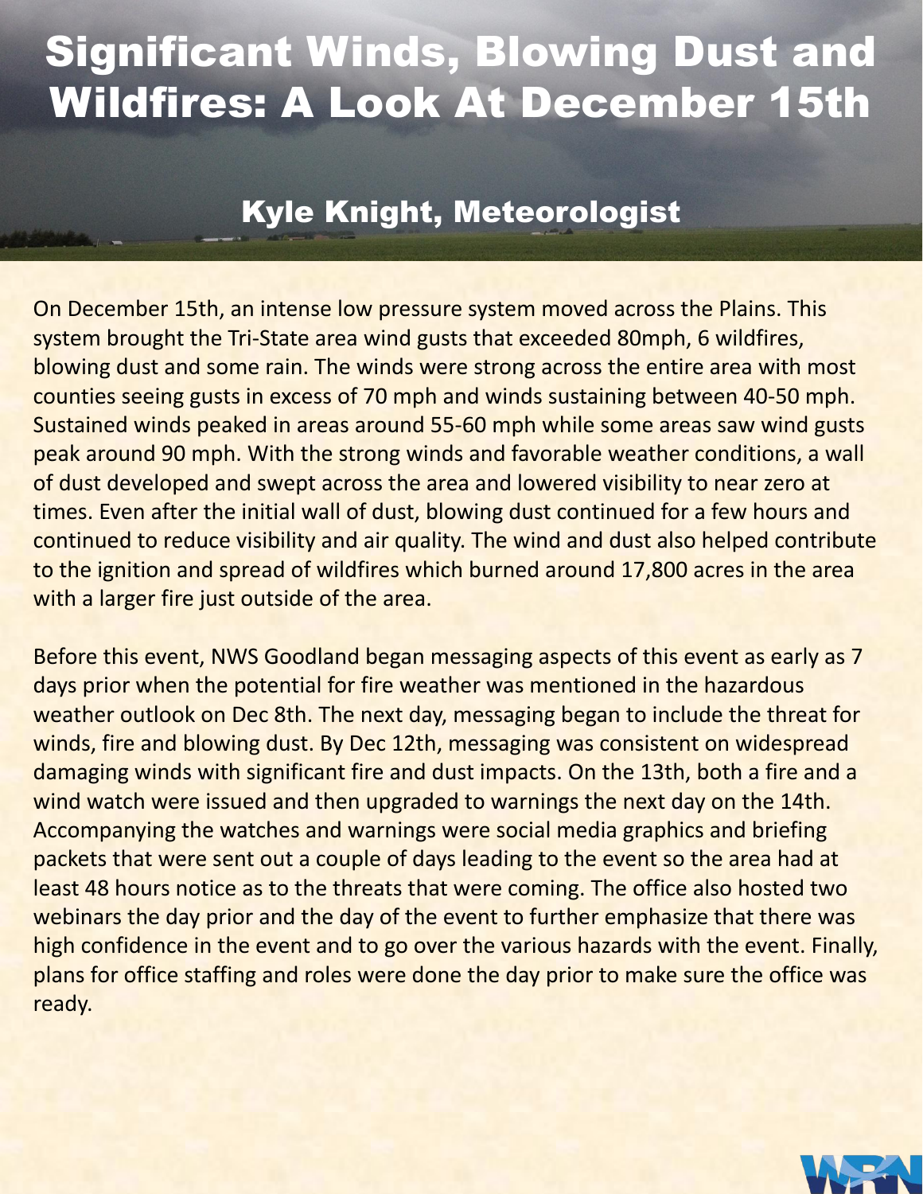# Significant Winds, Blowing Dust and Wildfires: A Look At December 15th

## Kyle Knight, Meteorologist

On December 15th, an intense low pressure system moved across the Plains. This system brought the Tri-State area wind gusts that exceeded 80mph, 6 wildfires, blowing dust and some rain. The winds were strong across the entire area with most counties seeing gusts in excess of 70 mph and winds sustaining between 40-50 mph. Sustained winds peaked in areas around 55-60 mph while some areas saw wind gusts peak around 90 mph. With the strong winds and favorable weather conditions, a wall of dust developed and swept across the area and lowered visibility to near zero at times. Even after the initial wall of dust, blowing dust continued for a few hours and continued to reduce visibility and air quality. The wind and dust also helped contribute to the ignition and spread of wildfires which burned around 17,800 acres in the area with a larger fire just outside of the area.

Before this event, NWS Goodland began messaging aspects of this event as early as 7 days prior when the potential for fire weather was mentioned in the hazardous weather outlook on Dec 8th. The next day, messaging began to include the threat for winds, fire and blowing dust. By Dec 12th, messaging was consistent on widespread damaging winds with significant fire and dust impacts. On the 13th, both a fire and a wind watch were issued and then upgraded to warnings the next day on the 14th. Accompanying the watches and warnings were social media graphics and briefing packets that were sent out a couple of days leading to the event so the area had at least 48 hours notice as to the threats that were coming. The office also hosted two webinars the day prior and the day of the event to further emphasize that there was high confidence in the event and to go over the various hazards with the event. Finally, plans for office staffing and roles were done the day prior to make sure the office was ready.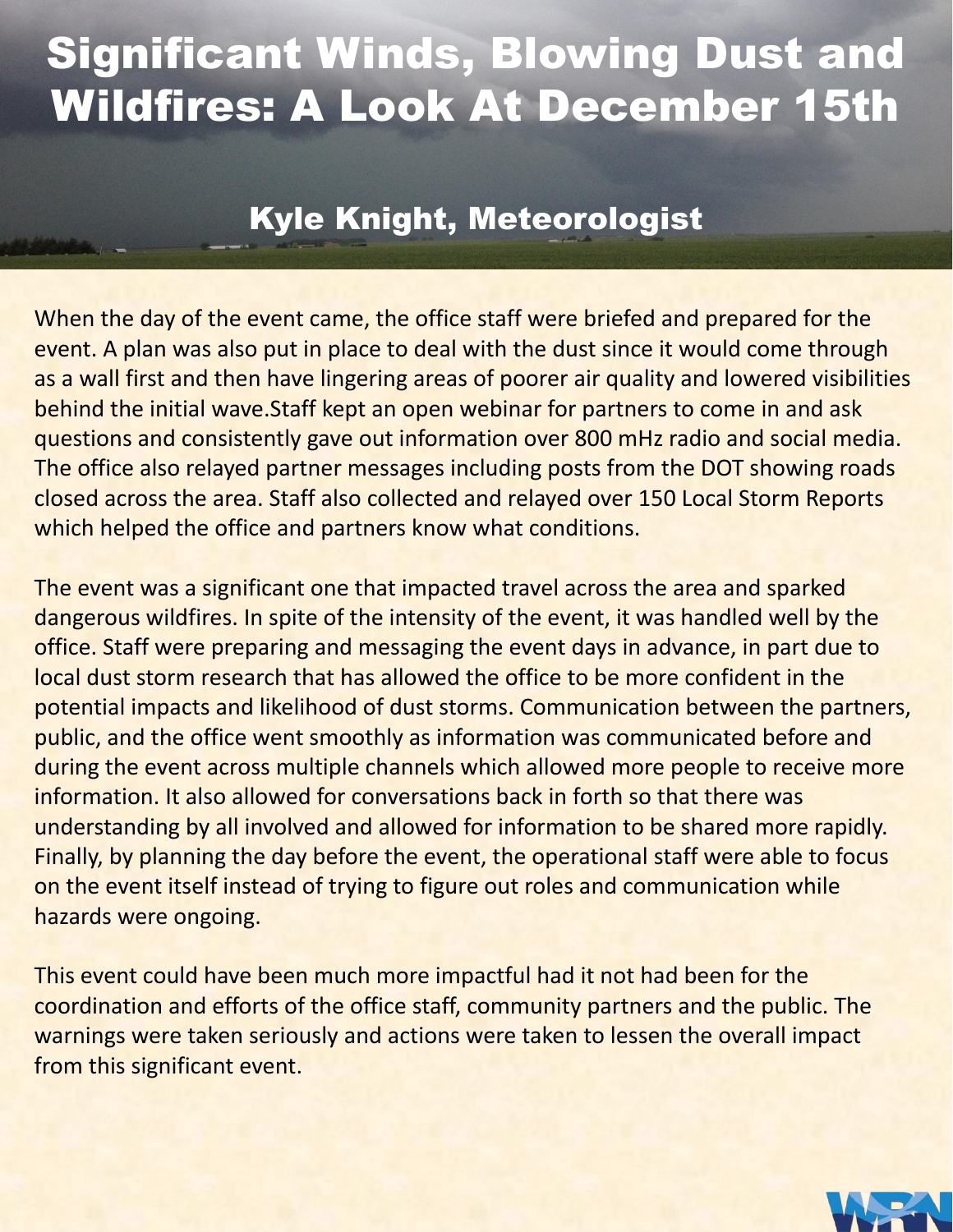# Significant Winds, Blowing Dust and Wildfires: A Look At December 15th

## Kyle Knight, Meteorologist

When the day of the event came, the office staff were briefed and prepared for the event. A plan was also put in place to deal with the dust since it would come through as a wall first and then have lingering areas of poorer air quality and lowered visibilities behind the initial wave.Staff kept an open webinar for partners to come in and ask questions and consistently gave out information over 800 mHz radio and social media. The office also relayed partner messages including posts from the DOT showing roads closed across the area. Staff also collected and relayed over 150 Local Storm Reports which helped the office and partners know what conditions.

The event was a significant one that impacted travel across the area and sparked dangerous wildfires. In spite of the intensity of the event, it was handled well by the office. Staff were preparing and messaging the event days in advance, in part due to local dust storm research that has allowed the office to be more confident in the potential impacts and likelihood of dust storms. Communication between the partners, public, and the office went smoothly as information was communicated before and during the event across multiple channels which allowed more people to receive more information. It also allowed for conversations back in forth so that there was understanding by all involved and allowed for information to be shared more rapidly. Finally, by planning the day before the event, the operational staff were able to focus on the event itself instead of trying to figure out roles and communication while hazards were ongoing.

This event could have been much more impactful had it not had been for the coordination and efforts of the office staff, community partners and the public. The warnings were taken seriously and actions were taken to lessen the overall impact from this significant event.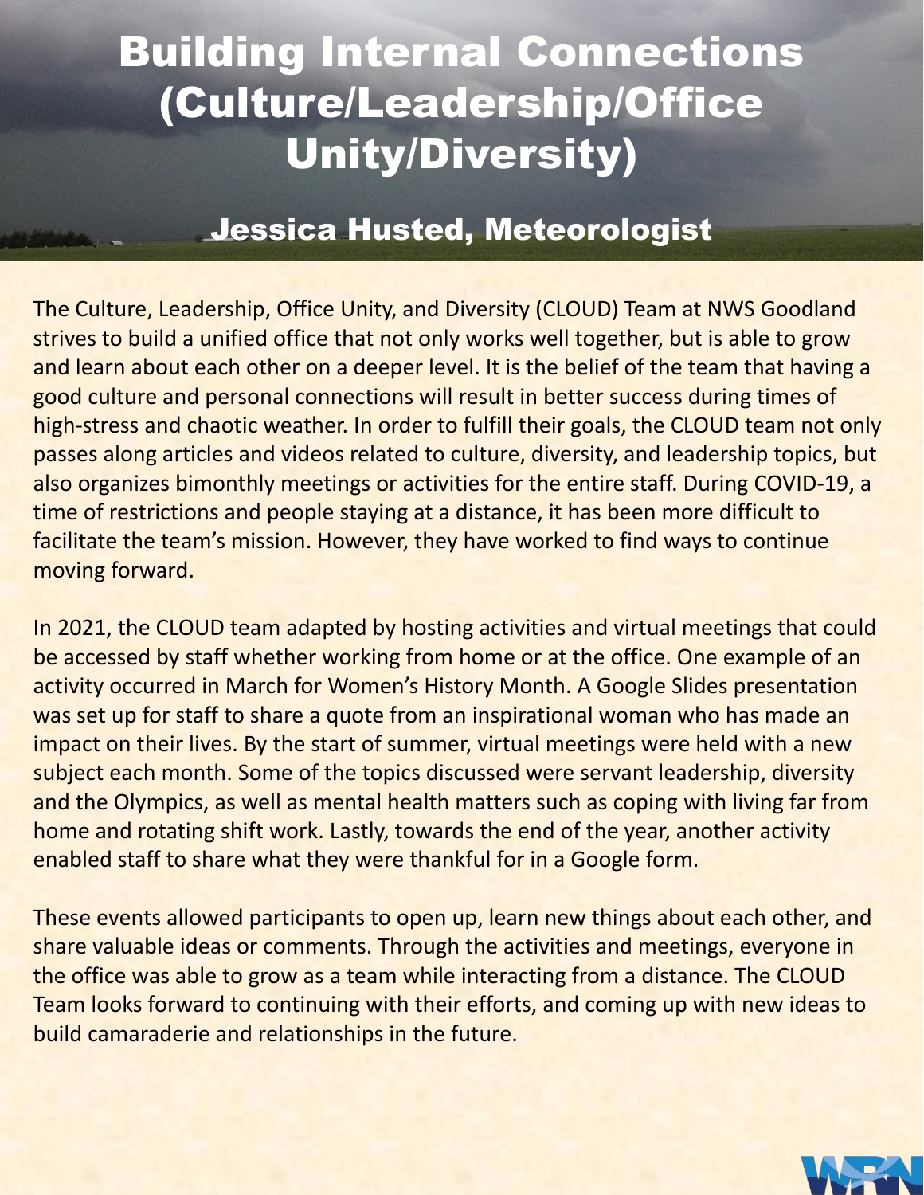# Building Internal Connections (Culture/Leadership/Office Unity/Diversity)

## Jessica Husted, Meteorologist

The Culture, Leadership, Office Unity, and Diversity (CLOUD) Team at NWS Goodland strives to build a unified office that not only works well together, but is able to grow and learn about each other on a deeper level. It is the belief of the team that having a good culture and personal connections will result in better success during times of high-stress and chaotic weather. In order to fulfill their goals, the CLOUD team not only passes along articles and videos related to culture, diversity, and leadership topics, but also organizes bimonthly meetings or activities for the entire staff. During COVID-19, a time of restrictions and people staying at a distance, it has been more difficult to facilitate the team's mission. However, they have worked to find ways to continue moving forward.

In 2021, the CLOUD team adapted by hosting activities and virtual meetings that could be accessed by staff whether working from home or at the office. One example of an activity occurred in March for Women's History Month. A Google Slides presentation was set up for staff to share a quote from an inspirational woman who has made an impact on their lives. By the start of summer, virtual meetings were held with a new subject each month. Some of the topics discussed were servant leadership, diversity and the Olympics, as well as mental health matters such as coping with living far from home and rotating shift work. Lastly, towards the end of the year, another activity enabled staff to share what they were thankful for in a Google form.

These events allowed participants to open up, learn new things about each other, and share valuable ideas or comments. Through the activities and meetings, everyone in the office was able to grow as a team while interacting from a distance. The CLOUD Team looks forward to continuing with their efforts, and coming up with new ideas to build camaraderie and relationships in the future.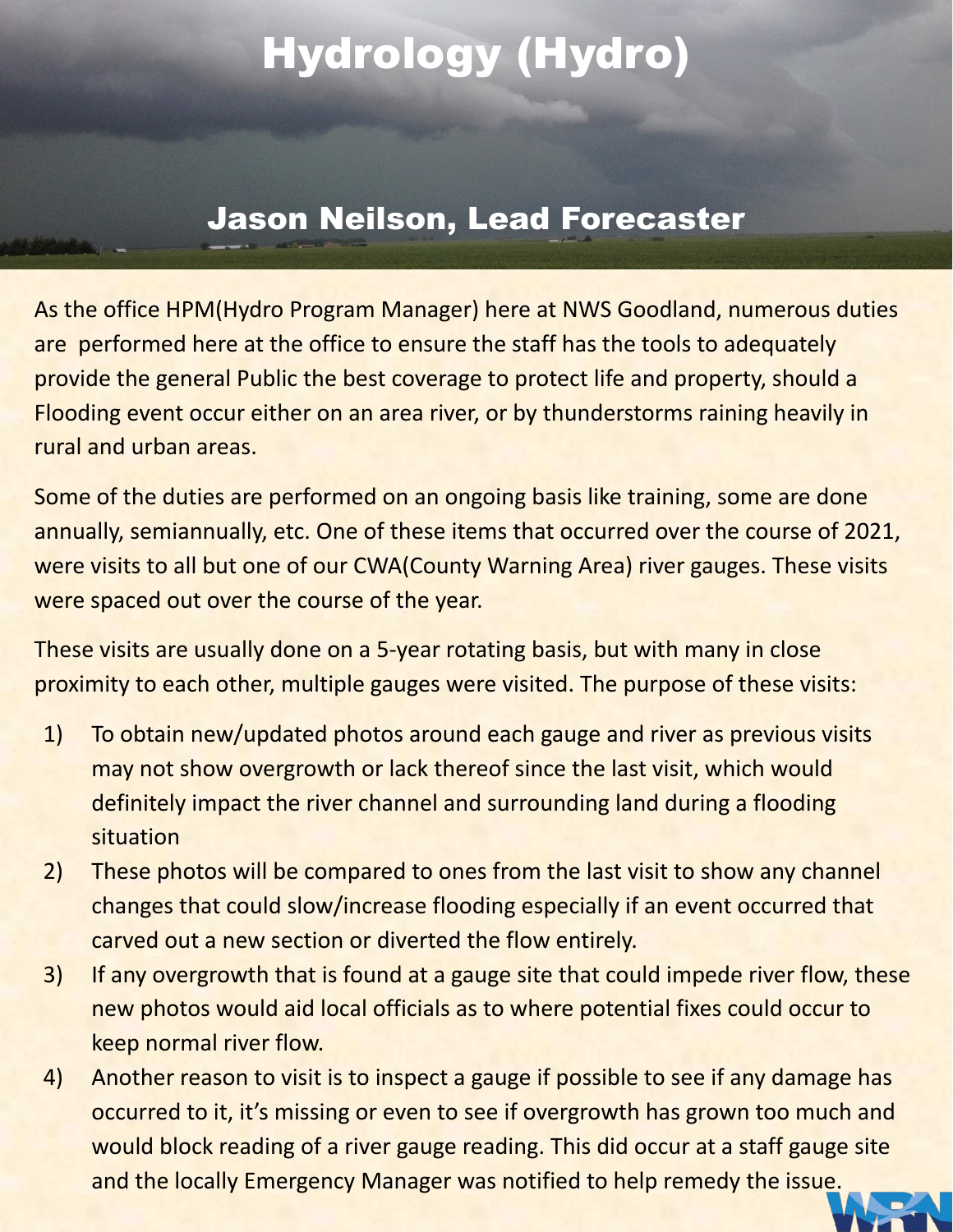# Hydrology (Hydro)

## Jason Neilson, Lead Forecaster

As the office HPM(Hydro Program Manager) here at NWS Goodland, numerous duties are performed here at the office to ensure the staff has the tools to adequately provide the general Public the best coverage to protect life and property, should a Flooding event occur either on an area river, or by thunderstorms raining heavily in rural and urban areas.

Some of the duties are performed on an ongoing basis like training, some are done annually, semiannually, etc. One of these items that occurred over the course of 2021, were visits to all but one of our CWA(County Warning Area) river gauges. These visits were spaced out over the course of the year.

These visits are usually done on a 5-year rotating basis, but with many in close proximity to each other, multiple gauges were visited. The purpose of these visits:

1) To obtain new/updated photos around each gauge and river as previous visits may not show overgrowth or lack thereof since the last visit, which would definitely impact the river channel and surrounding land during a flooding situation
2) These photos will be compared to ones from the last visit to show any channel changes that could slow/increase flooding especially if an event occurred that carved out a new section or diverted the flow entirely.
3) If any overgrowth that is found at a gauge site that could impede river flow, these new photos would aid local officials as to where potential fixes could occur to keep normal river flow.
4) Another reason to visit is to inspect a gauge if possible to see if any damage has occurred to it, it's missing or even to see if overgrowth has grown too much and would block reading of a river gauge reading. This did occur at a staff gauge site and the locally Emergency Manager was notified to help remedy the issue.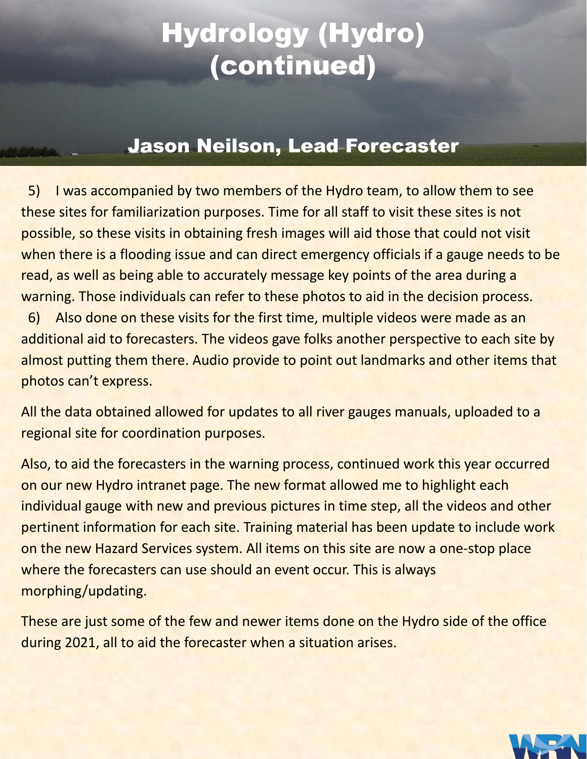# Hydrology (Hydro) (continued)

## Jason Neilson, Lead Forecaster

5) I was accompanied by two members of the Hydro team, to allow them to see these sites for familiarization purposes. Time for all staff to visit these sites is not possible, so these visits in obtaining fresh images will aid those that could not visit when there is a flooding issue and can direct emergency officials if a gauge needs to be read, as well as being able to accurately message key points of the area during a warning. Those individuals can refer to these photos to aid in the decision process.

6) Also done on these visits for the first time, multiple videos were made as an additional aid to forecasters. The videos gave folks another perspective to each site by almost putting them there. Audio provide to point out landmarks and other items that photos can't express.

All the data obtained allowed for updates to all river gauges manuals, uploaded to a regional site for coordination purposes.

Also, to aid the forecasters in the warning process, continued work this year occurred on our new Hydro intranet page. The new format allowed me to highlight each individual gauge with new and previous pictures in time step, all the videos and other pertinent information for each site. Training material has been update to include work on the new Hazard Services system. All items on this site are now a one-stop place where the forecasters can use should an event occur. This is always morphing/updating.

These are just some of the few and newer items done on the Hydro side of the office during 2021, all to aid the forecaster when a situation arises.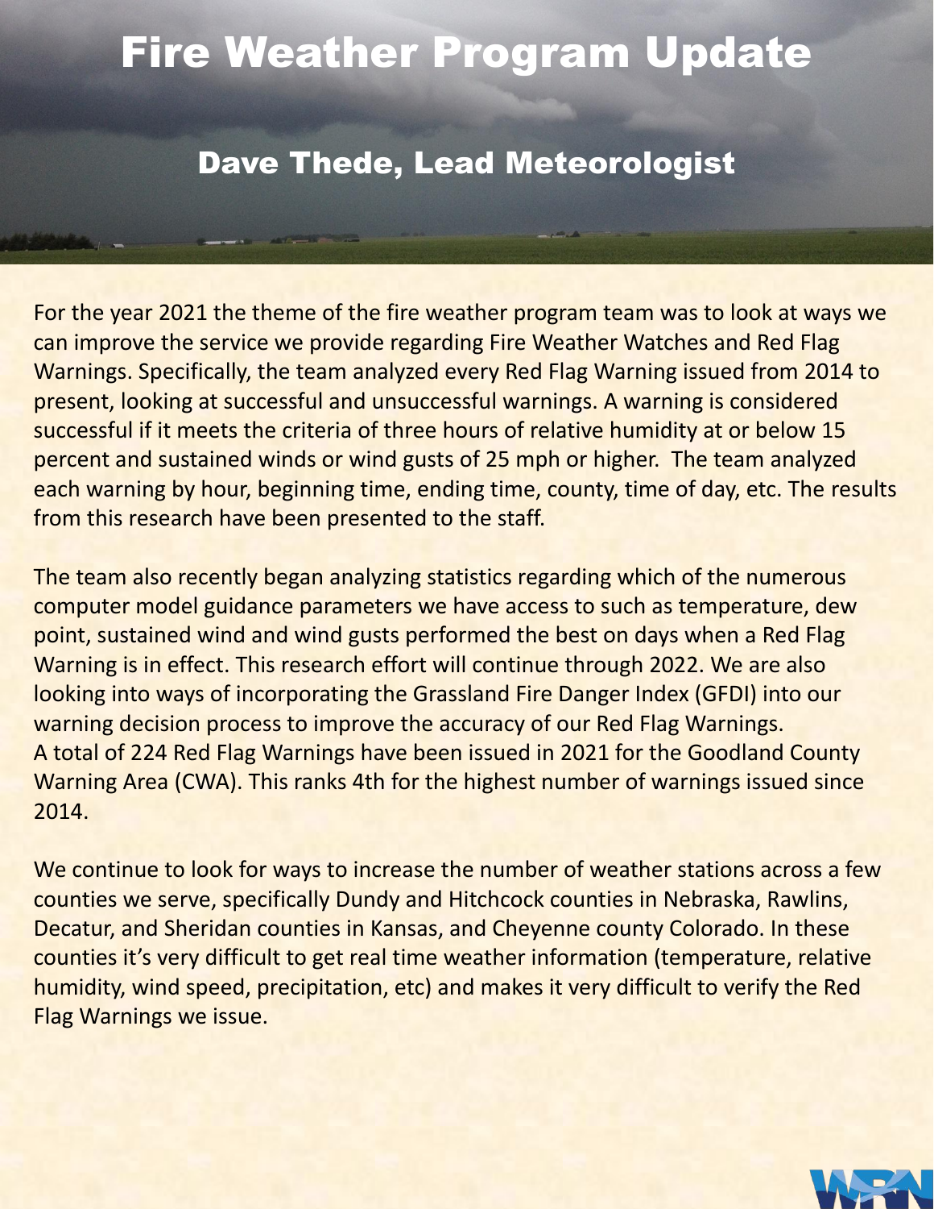# Fire Weather Program Update

## Dave Thede, Lead Meteorologist

For the year 2021 the theme of the fire weather program team was to look at ways we can improve the service we provide regarding Fire Weather Watches and Red Flag Warnings. Specifically, the team analyzed every Red Flag Warning issued from 2014 to present, looking at successful and unsuccessful warnings. A warning is considered successful if it meets the criteria of three hours of relative humidity at or below 15 percent and sustained winds or wind gusts of 25 mph or higher. The team analyzed each warning by hour, beginning time, ending time, county, time of day, etc. The results from this research have been presented to the staff.

The team also recently began analyzing statistics regarding which of the numerous computer model guidance parameters we have access to such as temperature, dew point, sustained wind and wind gusts performed the best on days when a Red Flag Warning is in effect. This research effort will continue through 2022. We are also looking into ways of incorporating the Grassland Fire Danger Index (GFDI) into our warning decision process to improve the accuracy of our Red Flag Warnings.
A total of 224 Red Flag Warnings have been issued in 2021 for the Goodland County Warning Area (CWA). This ranks 4th for the highest number of warnings issued since 2014.

We continue to look for ways to increase the number of weather stations across a few counties we serve, specifically Dundy and Hitchcock counties in Nebraska, Rawlins, Decatur, and Sheridan counties in Kansas, and Cheyenne county Colorado. In these counties it's very difficult to get real time weather information (temperature, relative humidity, wind speed, precipitation, etc) and makes it very difficult to verify the Red Flag Warnings we issue.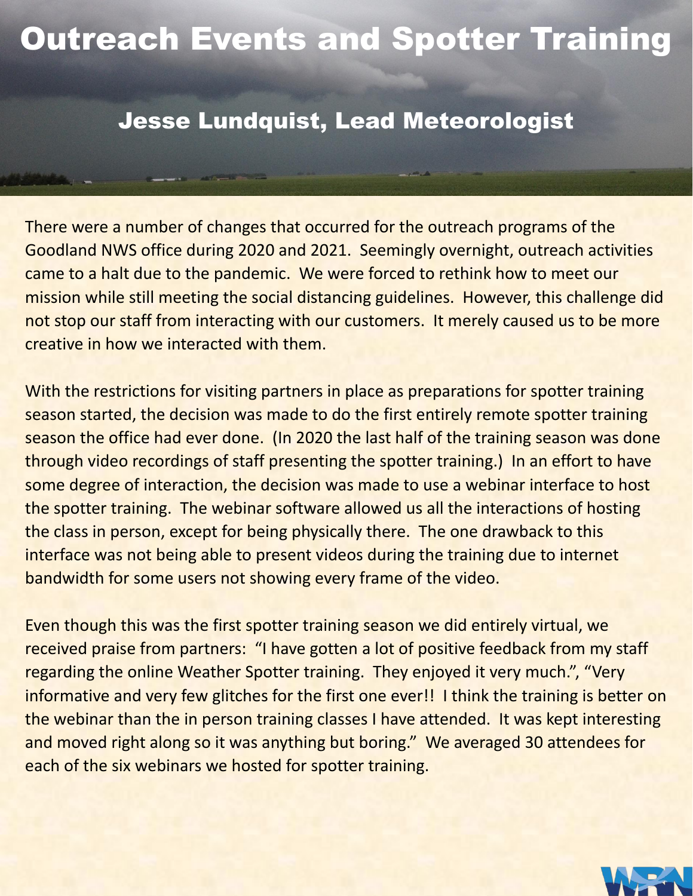# Outreach Events and Spotter Training

## Jesse Lundquist, Lead Meteorologist

There were a number of changes that occurred for the outreach programs of the Goodland NWS office during 2020 and 2021. Seemingly overnight, outreach activities came to a halt due to the pandemic. We were forced to rethink how to meet our mission while still meeting the social distancing guidelines. However, this challenge did not stop our staff from interacting with our customers. It merely caused us to be more creative in how we interacted with them.

With the restrictions for visiting partners in place as preparations for spotter training season started, the decision was made to do the first entirely remote spotter training season the office had ever done. (In 2020 the last half of the training season was done through video recordings of staff presenting the spotter training.) In an effort to have some degree of interaction, the decision was made to use a webinar interface to host the spotter training. The webinar software allowed us all the interactions of hosting the class in person, except for being physically there. The one drawback to this interface was not being able to present videos during the training due to internet bandwidth for some users not showing every frame of the video.

Even though this was the first spotter training season we did entirely virtual, we received praise from partners: "I have gotten a lot of positive feedback from my staff regarding the online Weather Spotter training. They enjoyed it very much.", "Very informative and very few glitches for the first one ever!! I think the training is better on the webinar than the in person training classes I have attended. It was kept interesting and moved right along so it was anything but boring." We averaged 30 attendees for each of the six webinars we hosted for spotter training.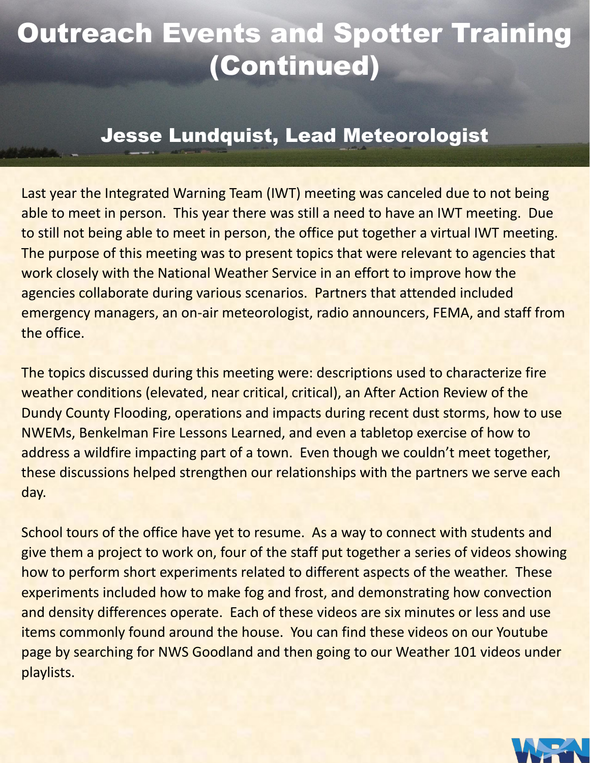# Outreach Events and Spotter Training (Continued)

## Jesse Lundquist, Lead Meteorologist

Last year the Integrated Warning Team (IWT) meeting was canceled due to not being able to meet in person. This year there was still a need to have an IWT meeting. Due to still not being able to meet in person, the office put together a virtual IWT meeting. The purpose of this meeting was to present topics that were relevant to agencies that work closely with the National Weather Service in an effort to improve how the agencies collaborate during various scenarios. Partners that attended included emergency managers, an on-air meteorologist, radio announcers, FEMA, and staff from the office.

The topics discussed during this meeting were: descriptions used to characterize fire weather conditions (elevated, near critical, critical), an After Action Review of the Dundy County Flooding, operations and impacts during recent dust storms, how to use NWEMs, Benkelman Fire Lessons Learned, and even a tabletop exercise of how to address a wildfire impacting part of a town. Even though we couldn't meet together, these discussions helped strengthen our relationships with the partners we serve each day.

School tours of the office have yet to resume. As a way to connect with students and give them a project to work on, four of the staff put together a series of videos showing how to perform short experiments related to different aspects of the weather. These experiments included how to make fog and frost, and demonstrating how convection and density differences operate. Each of these videos are six minutes or less and use items commonly found around the house. You can find these videos on our Youtube page by searching for NWS Goodland and then going to our Weather 101 videos under playlists.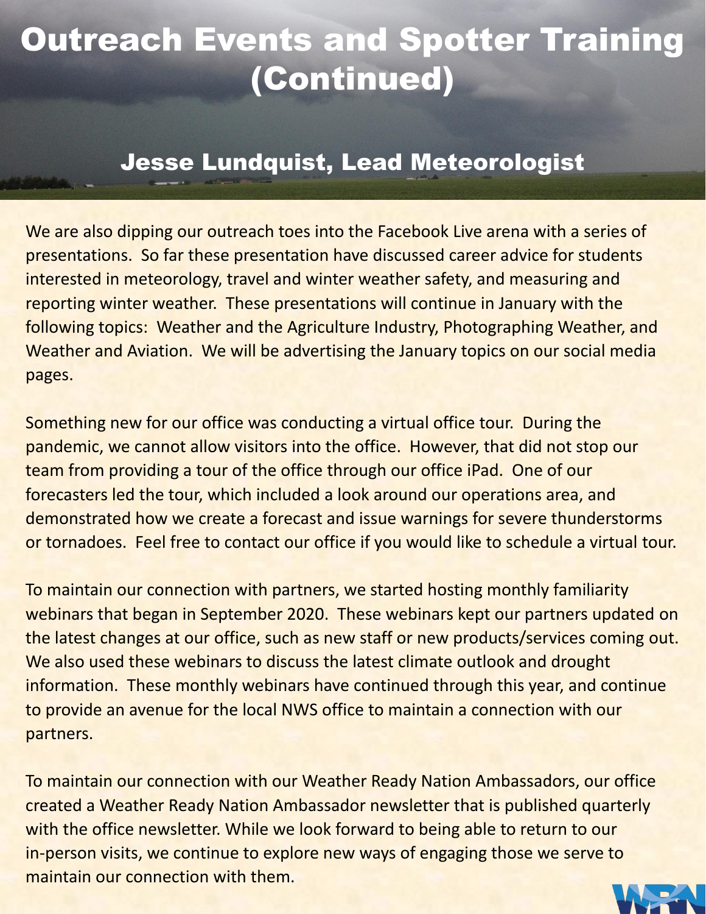# Outreach Events and Spotter Training (Continued)

## Jesse Lundquist, Lead Meteorologist

We are also dipping our outreach toes into the Facebook Live arena with a series of presentations. So far these presentation have discussed career advice for students interested in meteorology, travel and winter weather safety, and measuring and reporting winter weather. These presentations will continue in January with the following topics: Weather and the Agriculture Industry, Photographing Weather, and Weather and Aviation. We will be advertising the January topics on our social media pages.

Something new for our office was conducting a virtual office tour. During the pandemic, we cannot allow visitors into the office. However, that did not stop our team from providing a tour of the office through our office iPad. One of our forecasters led the tour, which included a look around our operations area, and demonstrated how we create a forecast and issue warnings for severe thunderstorms or tornadoes. Feel free to contact our office if you would like to schedule a virtual tour.

To maintain our connection with partners, we started hosting monthly familiarity webinars that began in September 2020. These webinars kept our partners updated on the latest changes at our office, such as new staff or new products/services coming out. We also used these webinars to discuss the latest climate outlook and drought information. These monthly webinars have continued through this year, and continue to provide an avenue for the local NWS office to maintain a connection with our partners.

To maintain our connection with our Weather Ready Nation Ambassadors, our office created a Weather Ready Nation Ambassador newsletter that is published quarterly with the office newsletter. While we look forward to being able to return to our in-person visits, we continue to explore new ways of engaging those we serve to maintain our connection with them.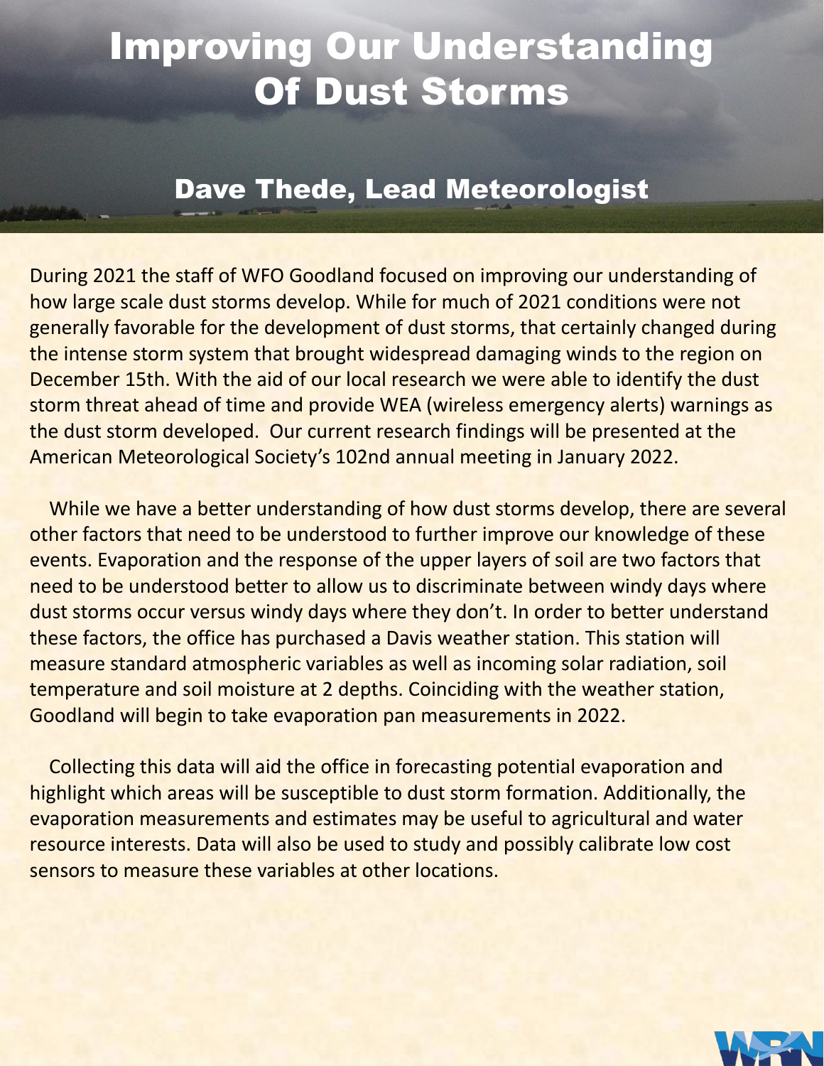# Improving Our Understanding Of Dust Storms

## Dave Thede, Lead Meteorologist

During 2021 the staff of WFO Goodland focused on improving our understanding of how large scale dust storms develop. While for much of 2021 conditions were not generally favorable for the development of dust storms, that certainly changed during the intense storm system that brought widespread damaging winds to the region on December 15th. With the aid of our local research we were able to identify the dust storm threat ahead of time and provide WEA (wireless emergency alerts) warnings as the dust storm developed. Our current research findings will be presented at the American Meteorological Society's 102nd annual meeting in January 2022.

While we have a better understanding of how dust storms develop, there are several other factors that need to be understood to further improve our knowledge of these events. Evaporation and the response of the upper layers of soil are two factors that need to be understood better to allow us to discriminate between windy days where dust storms occur versus windy days where they don't. In order to better understand these factors, the office has purchased a Davis weather station. This station will measure standard atmospheric variables as well as incoming solar radiation, soil temperature and soil moisture at 2 depths. Coinciding with the weather station, Goodland will begin to take evaporation pan measurements in 2022.

Collecting this data will aid the office in forecasting potential evaporation and highlight which areas will be susceptible to dust storm formation. Additionally, the evaporation measurements and estimates may be useful to agricultural and water resource interests. Data will also be used to study and possibly calibrate low cost sensors to measure these variables at other locations.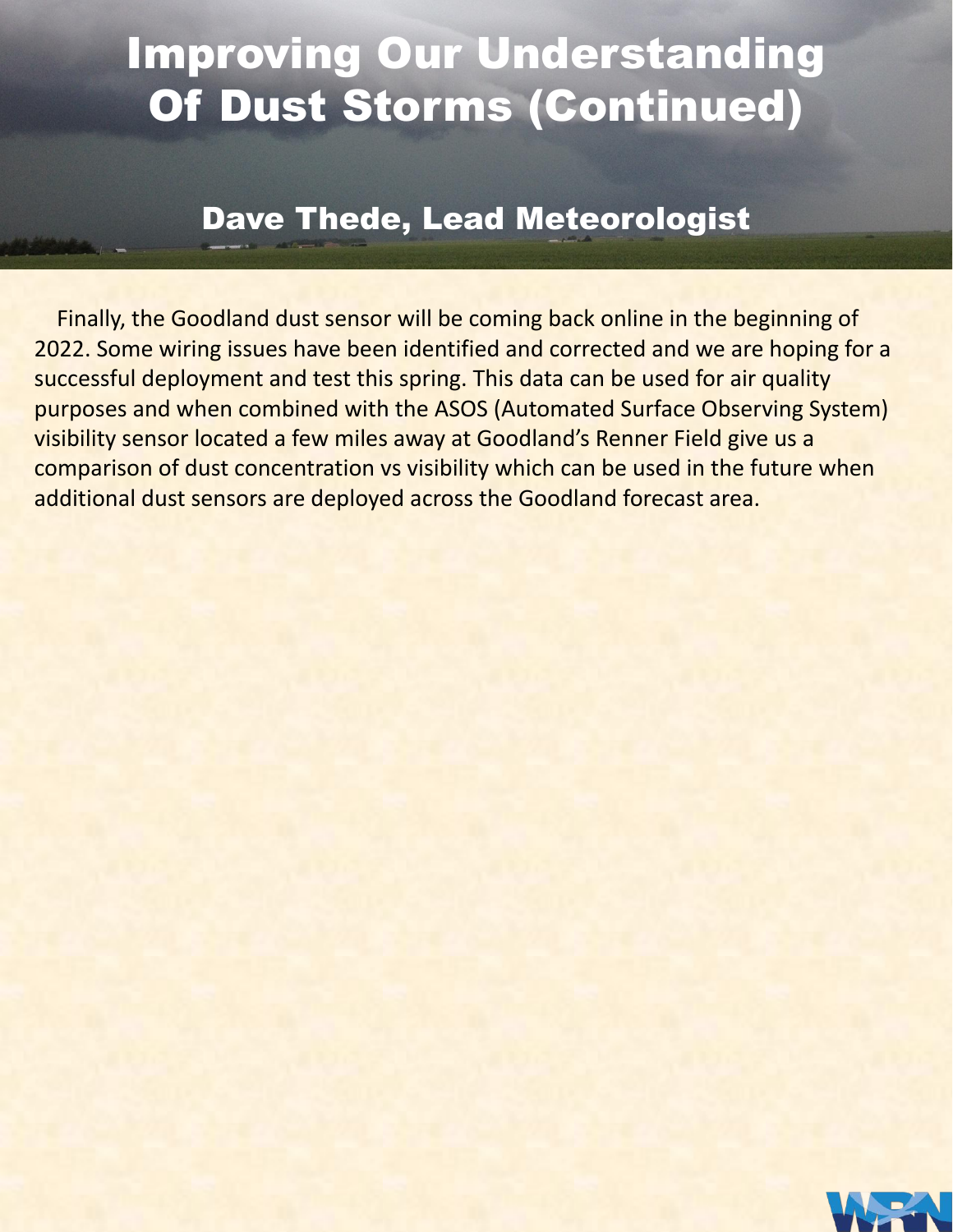# Improving Our Understanding Of Dust Storms (Continued)

## Dave Thede, Lead Meteorologist

Finally, the Goodland dust sensor will be coming back online in the beginning of 2022. Some wiring issues have been identified and corrected and we are hoping for a successful deployment and test this spring. This data can be used for air quality purposes and when combined with the ASOS (Automated Surface Observing System) visibility sensor located a few miles away at Goodland's Renner Field give us a comparison of dust concentration vs visibility which can be used in the future when additional dust sensors are deployed across the Goodland forecast area.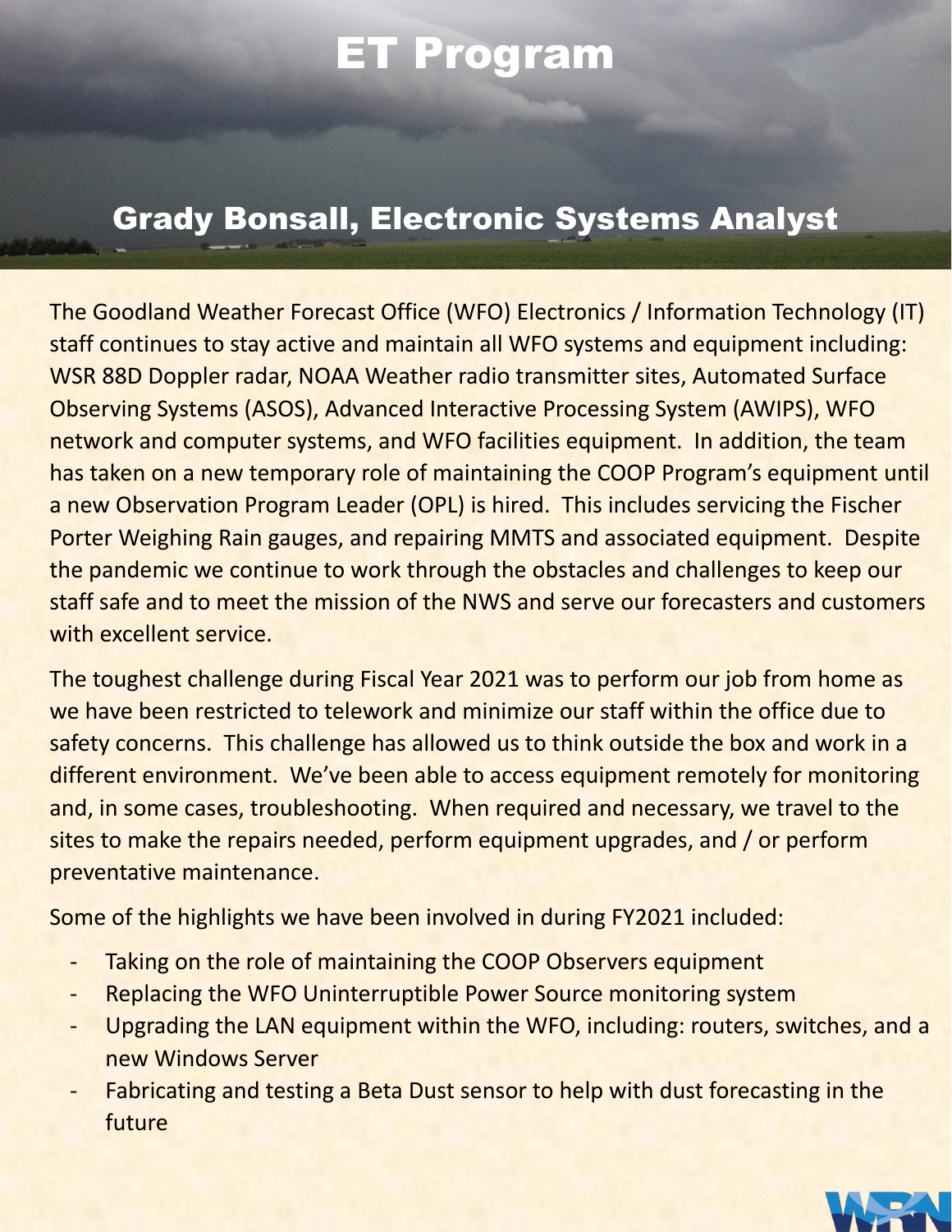# ET Program

## Grady Bonsall, Electronic Systems Analyst

The Goodland Weather Forecast Office (WFO) Electronics / Information Technology (IT) staff continues to stay active and maintain all WFO systems and equipment including: WSR 88D Doppler radar, NOAA Weather radio transmitter sites, Automated Surface Observing Systems (ASOS), Advanced Interactive Processing System (AWIPS), WFO network and computer systems, and WFO facilities equipment. In addition, the team has taken on a new temporary role of maintaining the COOP Program's equipment until a new Observation Program Leader (OPL) is hired. This includes servicing the Fischer Porter Weighing Rain gauges, and repairing MMTS and associated equipment. Despite the pandemic we continue to work through the obstacles and challenges to keep our staff safe and to meet the mission of the NWS and serve our forecasters and customers with excellent service.

The toughest challenge during Fiscal Year 2021 was to perform our job from home as we have been restricted to telework and minimize our staff within the office due to safety concerns. This challenge has allowed us to think outside the box and work in a different environment. We've been able to access equipment remotely for monitoring and, in some cases, troubleshooting. When required and necessary, we travel to the sites to make the repairs needed, perform equipment upgrades, and / or perform preventative maintenance.

Some of the highlights we have been involved in during FY2021 included:

- Taking on the role of maintaining the COOP Observers equipment
- Replacing the WFO Uninterruptible Power Source monitoring system
- Upgrading the LAN equipment within the WFO, including: routers, switches, and a new Windows Server
- Fabricating and testing a Beta Dust sensor to help with dust forecasting in the future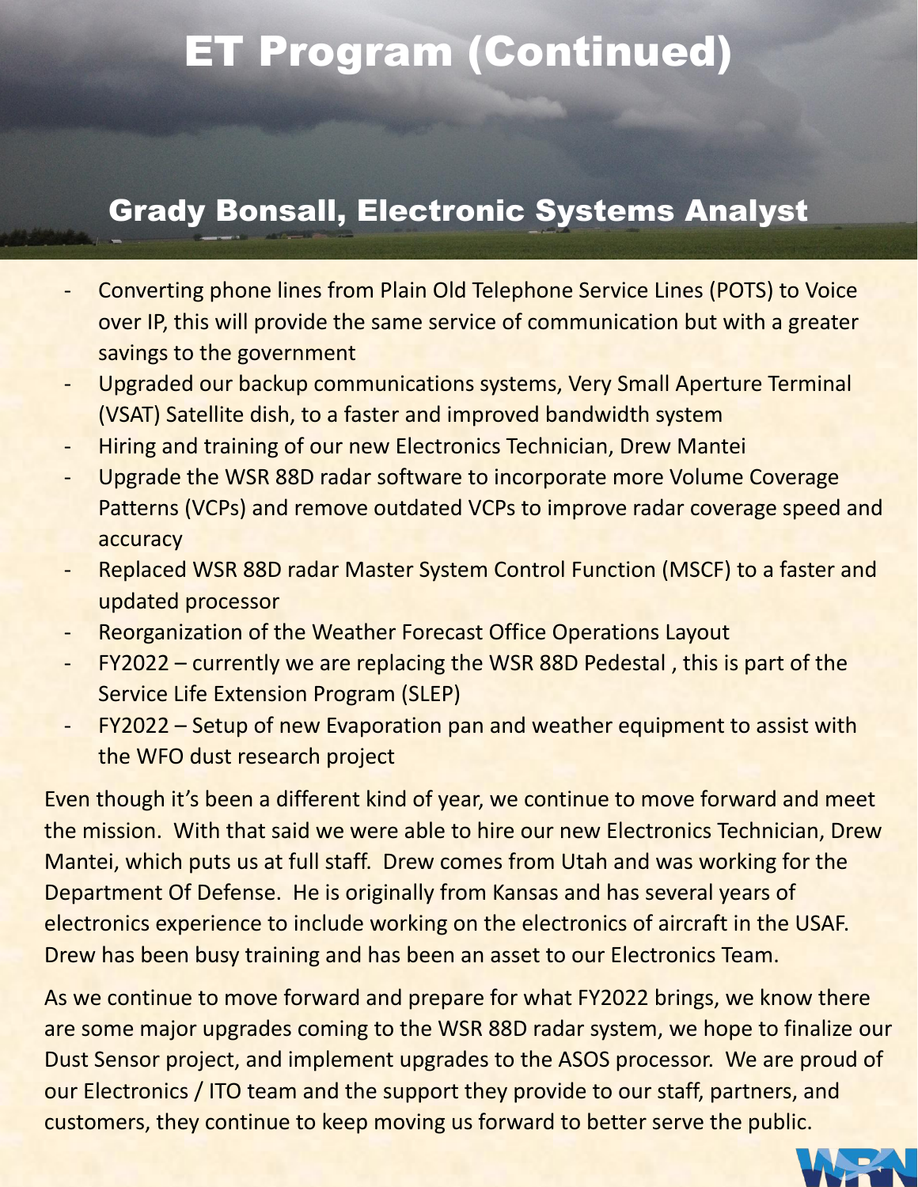# ET Program (Continued)

## Grady Bonsall, Electronic Systems Analyst

- Converting phone lines from Plain Old Telephone Service Lines (POTS) to Voice over IP, this will provide the same service of communication but with a greater savings to the government
- Upgraded our backup communications systems, Very Small Aperture Terminal (VSAT) Satellite dish, to a faster and improved bandwidth system
- Hiring and training of our new Electronics Technician, Drew Mantei
- Upgrade the WSR 88D radar software to incorporate more Volume Coverage Patterns (VCPs) and remove outdated VCPs to improve radar coverage speed and accuracy
- Replaced WSR 88D radar Master System Control Function (MSCF) to a faster and updated processor
- Reorganization of the Weather Forecast Office Operations Layout
- FY2022 – currently we are replacing the WSR 88D Pedestal , this is part of the Service Life Extension Program (SLEP)
- FY2022 – Setup of new Evaporation pan and weather equipment to assist with the WFO dust research project

Even though it's been a different kind of year, we continue to move forward and meet the mission. With that said we were able to hire our new Electronics Technician, Drew Mantei, which puts us at full staff. Drew comes from Utah and was working for the Department Of Defense. He is originally from Kansas and has several years of electronics experience to include working on the electronics of aircraft in the USAF. Drew has been busy training and has been an asset to our Electronics Team.

As we continue to move forward and prepare for what FY2022 brings, we know there are some major upgrades coming to the WSR 88D radar system, we hope to finalize our Dust Sensor project, and implement upgrades to the ASOS processor. We are proud of our Electronics / ITO team and the support they provide to our staff, partners, and customers, they continue to keep moving us forward to better serve the public.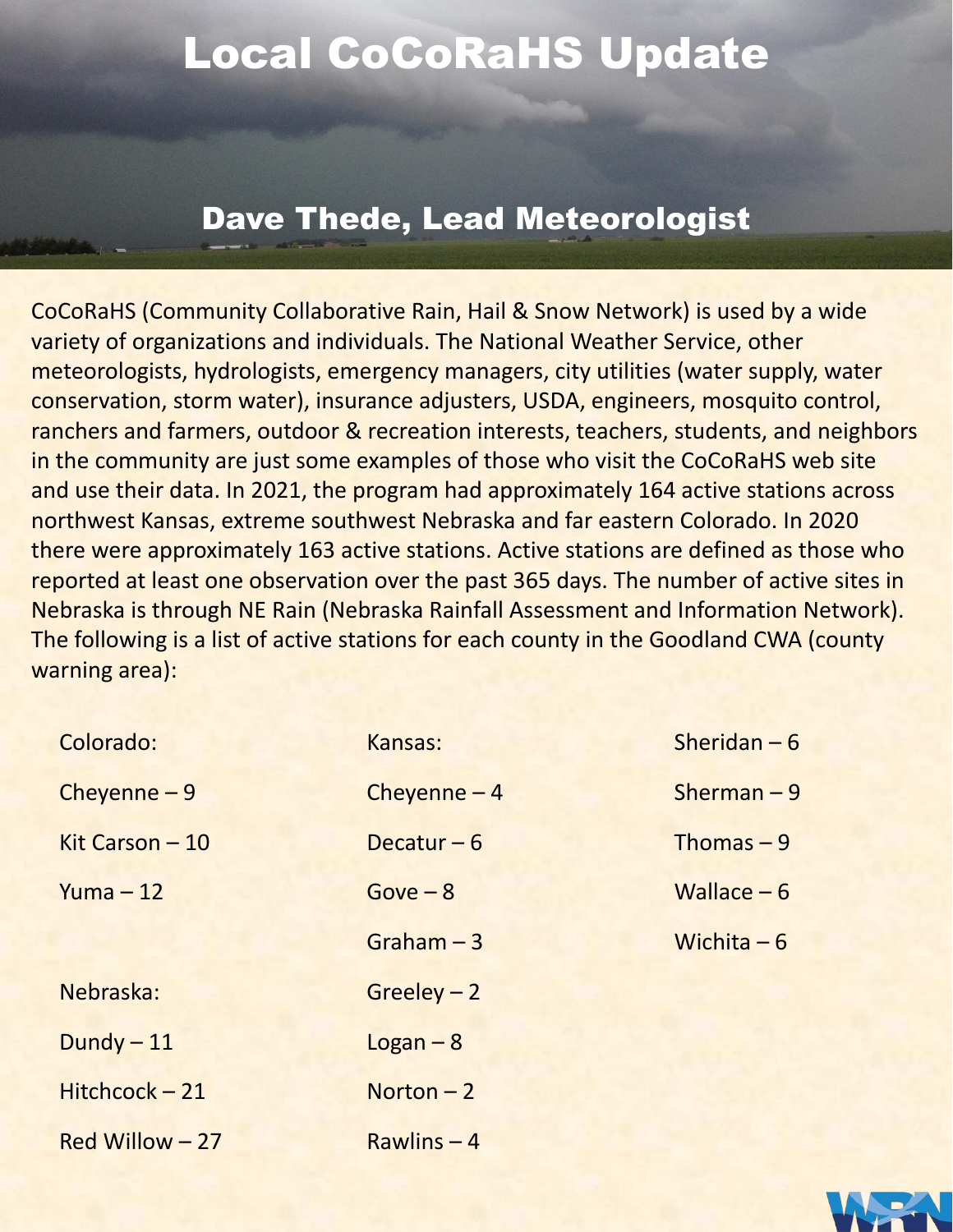# Local CoCoRaHS Update

## Dave Thede, Lead Meteorologist

CoCoRaHS (Community Collaborative Rain, Hail & Snow Network) is used by a wide variety of organizations and individuals. The National Weather Service, other meteorologists, hydrologists, emergency managers, city utilities (water supply, water conservation, storm water), insurance adjusters, USDA, engineers, mosquito control, ranchers and farmers, outdoor & recreation interests, teachers, students, and neighbors in the community are just some examples of those who visit the CoCoRaHS web site and use their data. In 2021, the program had approximately 164 active stations across northwest Kansas, extreme southwest Nebraska and far eastern Colorado. In 2020 there were approximately 163 active stations. Active stations are defined as those who reported at least one observation over the past 365 days. The number of active sites in Nebraska is through NE Rain (Nebraska Rainfall Assessment and Information Network). The following is a list of active stations for each county in the Goodland CWA (county warning area):

Colorado:

- Cheyenne – 9
- Kit Carson – 10
- Yuma – 12

Nebraska:

- Dundy – 11
- Hitchcock – 21
- Red Willow – 27

Kansas:

- Cheyenne – 4
- Decatur – 6
- Gove – 8
- Graham – 3
- Greeley – 2
- Logan – 8
- Norton – 2
- Rawlins – 4
- Sheridan – 6
- Sherman – 9
- Thomas – 9
- Wallace – 6
- Wichita – 6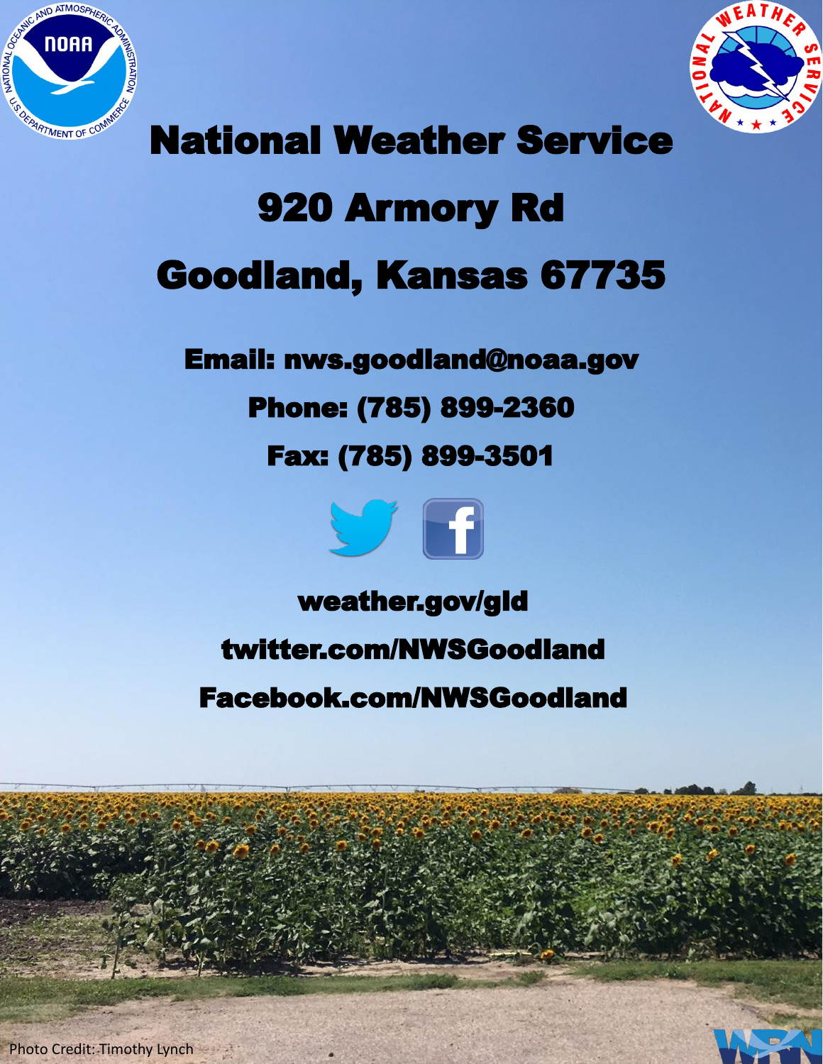# National Weather Service

# 920 Armory Rd

# Goodland, Kansas 67735

**Email: nws.goodland@noaa.gov**

**Phone: (785) 899-2360**

**Fax: (785) 899-3501**

**weather.gov/gld**

**twitter.com/NWSGoodland**

**Facebook.com/NWSGoodland**

Photo Credit: Timothy Lynch